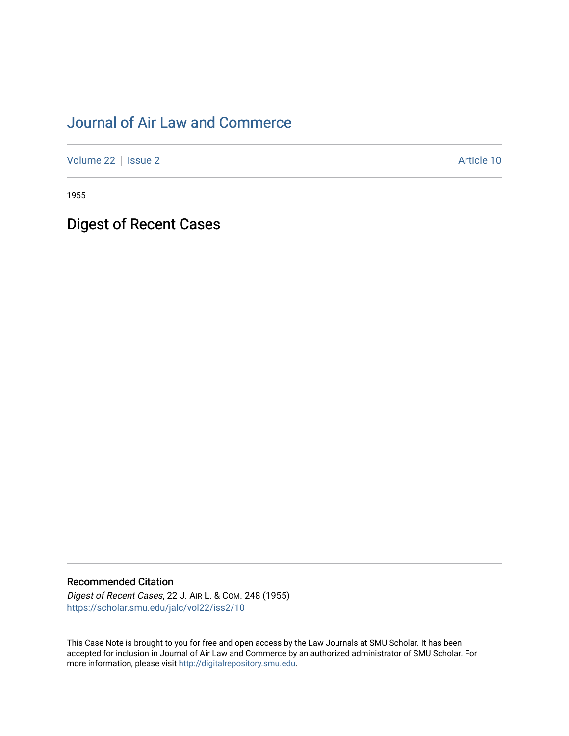# Journal of Air Law and Commerce

Volume 22 | Issue 2 | Article 10

1955

## Digest of Recent Cases

### Recommended Citation

*Digest of Recent Cases*, 22 J. Air L. & Com. 248 (1955)
https://scholar.smu.edu/jalc/vol22/iss2/10

This Case Note is brought to you for free and open access by the Law Journals at SMU Scholar. It has been accepted for inclusion in Journal of Air Law and Commerce by an authorized administrator of SMU Scholar. For more information, please visit http://digitalrepository.smu.edu.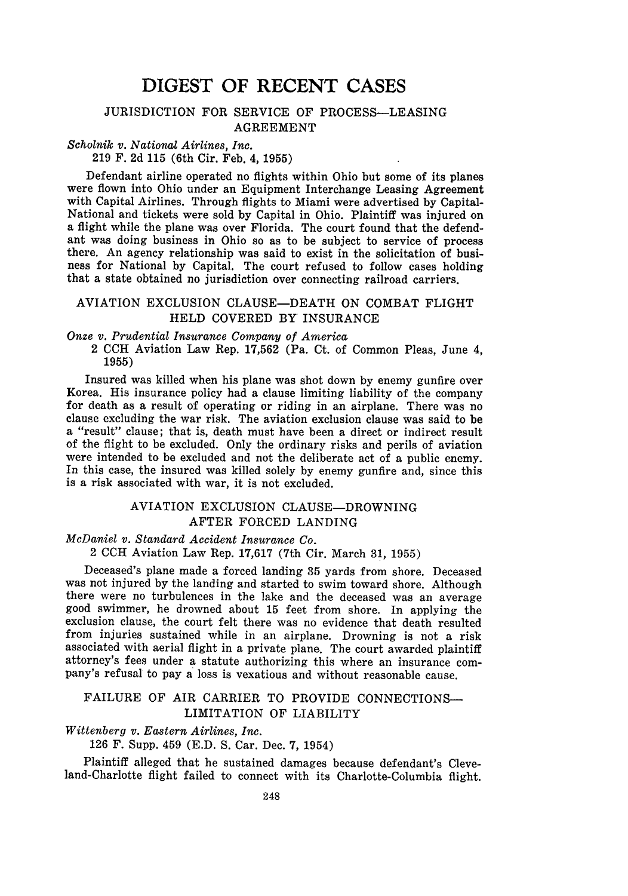# DIGEST OF RECENT CASES

## JURISDICTION FOR SERVICE OF PROCESS—LEASING AGREEMENT

*Scholnik v. National Airlines, Inc.*
219 F. 2d 115 (6th Cir. Feb. 4, 1955)

Defendant airline operated no flights within Ohio but some of its planes were flown into Ohio under an Equipment Interchange Leasing Agreement with Capital Airlines. Through flights to Miami were advertised by Capital-National and tickets were sold by Capital in Ohio. Plaintiff was injured on a flight while the plane was over Florida. The court found that the defendant was doing business in Ohio so as to be subject to service of process there. An agency relationship was said to exist in the solicitation of business for National by Capital. The court refused to follow cases holding that a state obtained no jurisdiction over connecting railroad carriers.

## AVIATION EXCLUSION CLAUSE—DEATH ON COMBAT FLIGHT HELD COVERED BY INSURANCE

*Onze v. Prudential Insurance Company of America*
2 CCH Aviation Law Rep. 17,562 (Pa. Ct. of Common Pleas, June 4, 1955)

Insured was killed when his plane was shot down by enemy gunfire over Korea. His insurance policy had a clause limiting liability of the company for death as a result of operating or riding in an airplane. There was no clause excluding the war risk. The aviation exclusion clause was said to be a "result" clause; that is, death must have been a direct or indirect result of the flight to be excluded. Only the ordinary risks and perils of aviation were intended to be excluded and not the deliberate act of a public enemy. In this case, the insured was killed solely by enemy gunfire and, since this is a risk associated with war, it is not excluded.

## AVIATION EXCLUSION CLAUSE—DROWNING AFTER FORCED LANDING

*McDaniel v. Standard Accident Insurance Co.*
2 CCH Aviation Law Rep. 17,617 (7th Cir. March 31, 1955)

Deceased's plane made a forced landing 35 yards from shore. Deceased was not injured by the landing and started to swim toward shore. Although there were no turbulences in the lake and the deceased was an average good swimmer, he drowned about 15 feet from shore. In applying the exclusion clause, the court felt there was no evidence that death resulted from injuries sustained while in an airplane. Drowning is not a risk associated with aerial flight in a private plane. The court awarded plaintiff attorney's fees under a statute authorizing this where an insurance company's refusal to pay a loss is vexatious and without reasonable cause.

## FAILURE OF AIR CARRIER TO PROVIDE CONNECTIONS—LIMITATION OF LIABILITY

*Wittenberg v. Eastern Airlines, Inc.*
126 F. Supp. 459 (E.D. S. Car. Dec. 7, 1954)

Plaintiff alleged that he sustained damages because defendant's Cleveland-Charlotte flight failed to connect with its Charlotte-Columbia flight.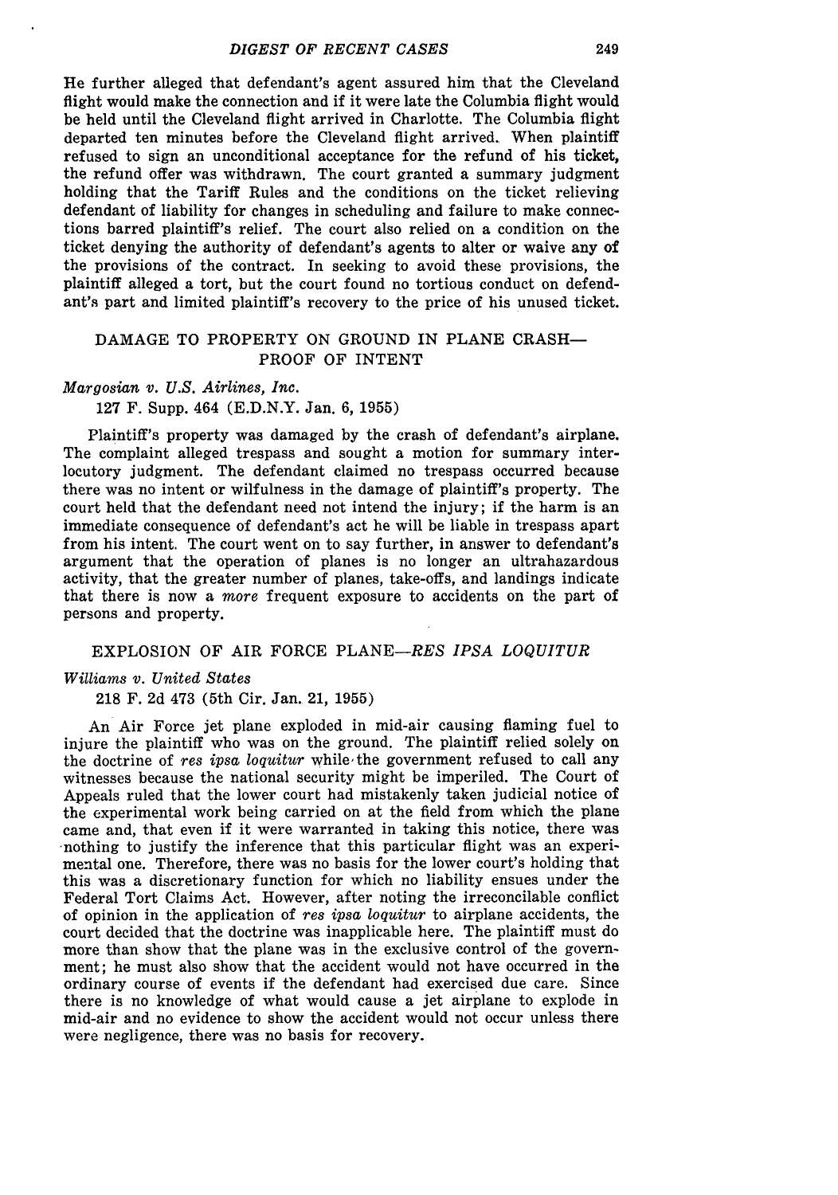He further alleged that defendant's agent assured him that the Cleveland flight would make the connection and if it were late the Columbia flight would be held until the Cleveland flight arrived in Charlotte. The Columbia flight departed ten minutes before the Cleveland flight arrived. When plaintiff refused to sign an unconditional acceptance for the refund of his ticket, the refund offer was withdrawn. The court granted a summary judgment holding that the Tariff Rules and the conditions on the ticket relieving defendant of liability for changes in scheduling and failure to make connections barred plaintiff's relief. The court also relied on a condition on the ticket denying the authority of defendant's agents to alter or waive any of the provisions of the contract. In seeking to avoid these provisions, the plaintiff alleged a tort, but the court found no tortious conduct on defendant's part and limited plaintiff's recovery to the price of his unused ticket.

## DAMAGE TO PROPERTY ON GROUND IN PLANE CRASH— PROOF OF INTENT

*Margosian v. U.S. Airlines, Inc.*

127 F. Supp. 464 (E.D.N.Y. Jan. 6, 1955)

Plaintiff's property was damaged by the crash of defendant's airplane. The complaint alleged trespass and sought a motion for summary interlocutory judgment. The defendant claimed no trespass occurred because there was no intent or wilfulness in the damage of plaintiff's property. The court held that the defendant need not intend the injury; if the harm is an immediate consequence of defendant's act he will be liable in trespass apart from his intent. The court went on to say further, in answer to defendant's argument that the operation of planes is no longer an ultrahazardous activity, that the greater number of planes, take-offs, and landings indicate that there is now a *more* frequent exposure to accidents on the part of persons and property.

## EXPLOSION OF AIR FORCE PLANE—*RES IPSA LOQUITUR*

*Williams v. United States*

218 F. 2d 473 (5th Cir. Jan. 21, 1955)

An Air Force jet plane exploded in mid-air causing flaming fuel to injure the plaintiff who was on the ground. The plaintiff relied solely on the doctrine of *res ipsa loquitur* while the government refused to call any witnesses because the national security might be imperiled. The Court of Appeals ruled that the lower court had mistakenly taken judicial notice of the experimental work being carried on at the field from which the plane came and, that even if it were warranted in taking this notice, there was nothing to justify the inference that this particular flight was an experimental one. Therefore, there was no basis for the lower court's holding that this was a discretionary function for which no liability ensues under the Federal Tort Claims Act. However, after noting the irreconcilable conflict of opinion in the application of *res ipsa loquitur* to airplane accidents, the court decided that the doctrine was inapplicable here. The plaintiff must do more than show that the plane was in the exclusive control of the government; he must also show that the accident would not have occurred in the ordinary course of events if the defendant had exercised due care. Since there is no knowledge of what would cause a jet airplane to explode in mid-air and no evidence to show the accident would not occur unless there were negligence, there was no basis for recovery.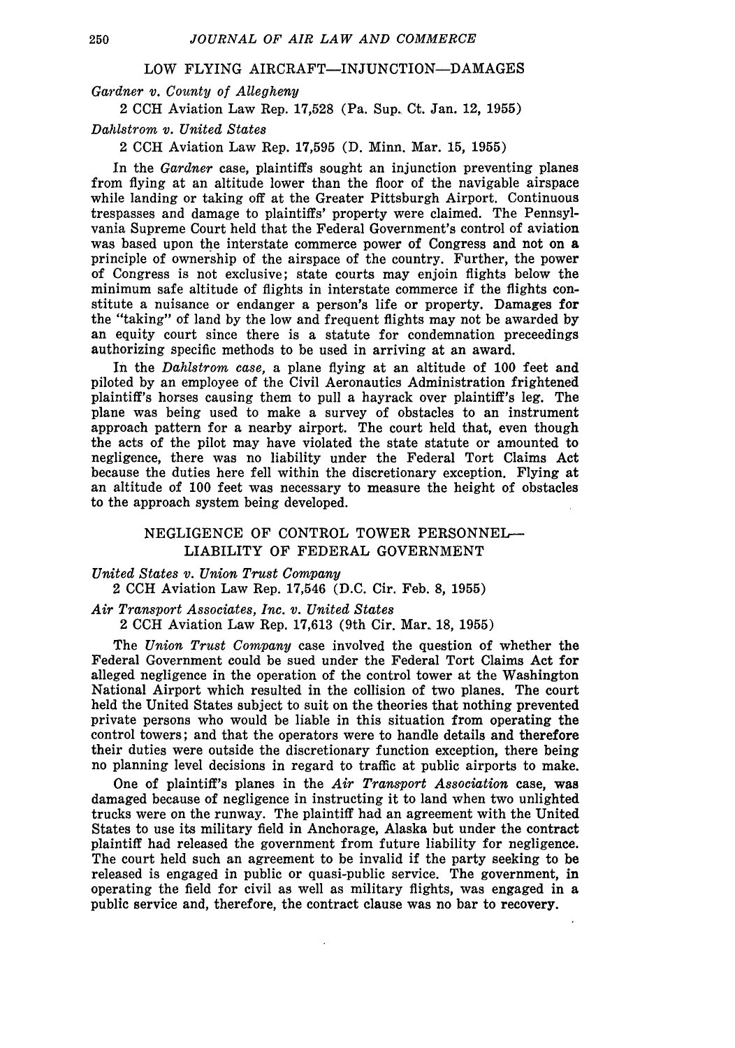## LOW FLYING AIRCRAFT—INJUNCTION—DAMAGES

*Gardner v. County of Allegheny*

2 CCH Aviation Law Rep. 17,528 (Pa. Sup. Ct. Jan. 12, 1955)

*Dahlstrom v. United States*

2 CCH Aviation Law Rep. 17,595 (D. Minn. Mar. 15, 1955)

In the *Gardner* case, plaintiffs sought an injunction preventing planes from flying at an altitude lower than the floor of the navigable airspace while landing or taking off at the Greater Pittsburgh Airport. Continuous trespasses and damage to plaintiffs' property were claimed. The Pennsylvania Supreme Court held that the Federal Government's control of aviation was based upon the interstate commerce power of Congress and not on a principle of ownership of the airspace of the country. Further, the power of Congress is not exclusive; state courts may enjoin flights below the minimum safe altitude of flights in interstate commerce if the flights constitute a nuisance or endanger a person's life or property. Damages for the "taking" of land by the low and frequent flights may not be awarded by an equity court since there is a statute for condemnation preceedings authorizing specific methods to be used in arriving at an award.

In the *Dahlstrom case,* a plane flying at an altitude of 100 feet and piloted by an employee of the Civil Aeronautics Administration frightened plaintiff's horses causing them to pull a hayrack over plaintiff's leg. The plane was being used to make a survey of obstacles to an instrument approach pattern for a nearby airport. The court held that, even though the acts of the pilot may have violated the state statute or amounted to negligence, there was no liability under the Federal Tort Claims Act because the duties here fell within the discretionary exception. Flying at an altitude of 100 feet was necessary to measure the height of obstacles to the approach system being developed.

## NEGLIGENCE OF CONTROL TOWER PERSONNEL—LIABILITY OF FEDERAL GOVERNMENT

*United States v. Union Trust Company*

2 CCH Aviation Law Rep. 17,546 (D.C. Cir. Feb. 8, 1955)

*Air Transport Associates, Inc. v. United States*

2 CCH Aviation Law Rep. 17,613 (9th Cir. Mar. 18, 1955)

The *Union Trust Company* case involved the question of whether the Federal Government could be sued under the Federal Tort Claims Act for alleged negligence in the operation of the control tower at the Washington National Airport which resulted in the collision of two planes. The court held the United States subject to suit on the theories that nothing prevented private persons who would be liable in this situation from operating the control towers; and that the operators were to handle details and therefore their duties were outside the discretionary function exception, there being no planning level decisions in regard to traffic at public airports to make.

One of plaintiff's planes in the *Air Transport Association* case, was damaged because of negligence in instructing it to land when two unlighted trucks were on the runway. The plaintiff had an agreement with the United States to use its military field in Anchorage, Alaska but under the contract plaintiff had released the government from future liability for negligence. The court held such an agreement to be invalid if the party seeking to be released is engaged in public or quasi-public service. The government, in operating the field for civil as well as military flights, was engaged in a public service and, therefore, the contract clause was no bar to recovery.